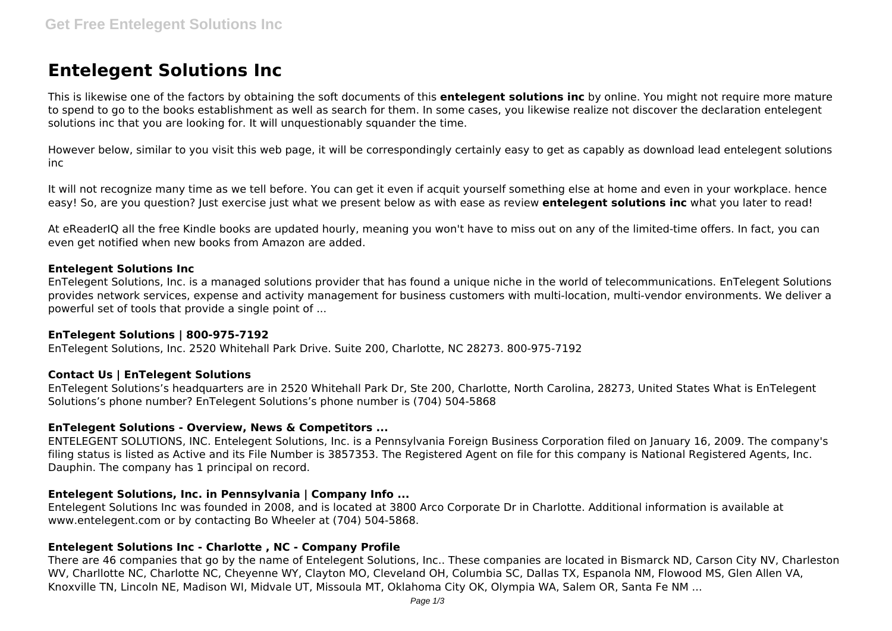# Entelegent Solutions Inc

This is likewise one of the factors by obtaining the soft documents of this **entelegent solutions inc** by online. You might not require more mature to spend to go to the books establishment as well as search for them. In some cases, you likewise realize not discover the declaration entelegent solutions inc that you are looking for. It will unquestionably squander the time.

However below, similar to you visit this web page, it will be correspondingly certainly easy to get as capably as download lead entelegent solutions inc

It will not recognize many time as we tell before. You can get it even if acquit yourself something else at home and even in your workplace. hence easy! So, are you question? Just exercise just what we present below as with ease as review **entelegent solutions inc** what you later to read!

At eReaderIQ all the free Kindle books are updated hourly, meaning you won't have to miss out on any of the limited-time offers. In fact, you can even get notified when new books from Amazon are added.

#### Entelegent Solutions Inc

EnTelegent Solutions, Inc. is a managed solutions provider that has found a unique niche in the world of telecommunications. EnTelegent Solutions provides network services, expense and activity management for business customers with multi-location, multi-vendor environments. We deliver a powerful set of tools that provide a single point of ...

#### EnTelegent Solutions | 800-975-7192

EnTelegent Solutions, Inc. 2520 Whitehall Park Drive. Suite 200, Charlotte, NC 28273. 800-975-7192

#### Contact Us | EnTelegent Solutions

EnTelegent Solutions's headquarters are in 2520 Whitehall Park Dr, Ste 200, Charlotte, North Carolina, 28273, United States What is EnTelegent Solutions's phone number? EnTelegent Solutions's phone number is (704) 504-5868

#### EnTelegent Solutions - Overview, News & Competitors ...

ENTELEGENT SOLUTIONS, INC. Entelegent Solutions, Inc. is a Pennsylvania Foreign Business Corporation filed on January 16, 2009. The company's filing status is listed as Active and its File Number is 3857353. The Registered Agent on file for this company is National Registered Agents, Inc. Dauphin. The company has 1 principal on record.

#### Entelegent Solutions, Inc. in Pennsylvania | Company Info ...

Entelegent Solutions Inc was founded in 2008, and is located at 3800 Arco Corporate Dr in Charlotte. Additional information is available at www.entelegent.com or by contacting Bo Wheeler at (704) 504-5868.

#### Entelegent Solutions Inc - Charlotte , NC - Company Profile

There are 46 companies that go by the name of Entelegent Solutions, Inc.. These companies are located in Bismarck ND, Carson City NV, Charleston WV, Charllotte NC, Charlotte NC, Cheyenne WY, Clayton MO, Cleveland OH, Columbia SC, Dallas TX, Espanola NM, Flowood MS, Glen Allen VA, Knoxville TN, Lincoln NE, Madison WI, Midvale UT, Missoula MT, Oklahoma City OK, Olympia WA, Salem OR, Santa Fe NM ...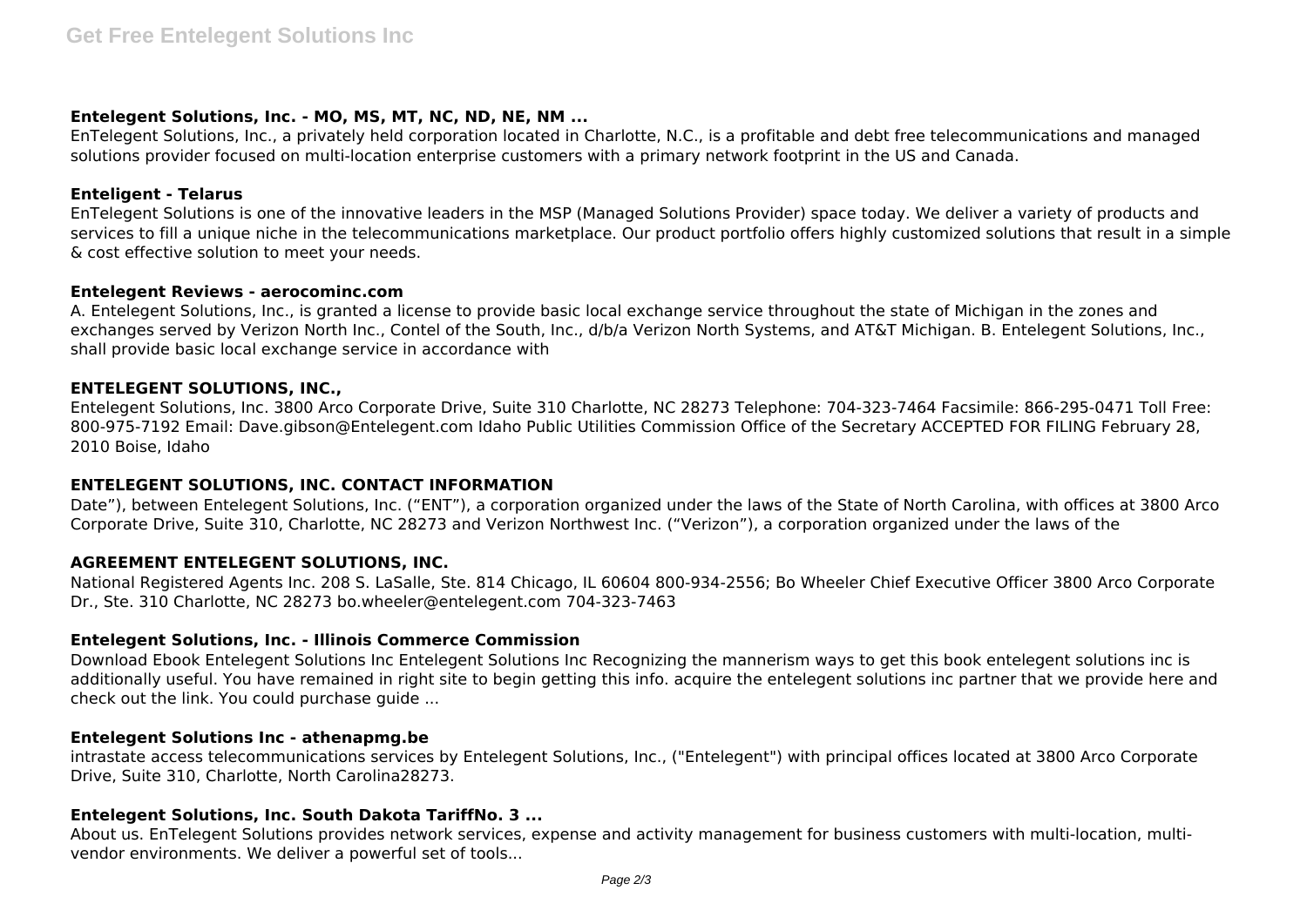### Entelegent Solutions, Inc. - MO, MS, MT, NC, ND, NE, NM ...

EnTelegent Solutions, Inc., a privately held corporation located in Charlotte, N.C., is a profitable and debt free telecommunications and managed solutions provider focused on multi-location enterprise customers with a primary network footprint in the US and Canada.

### Enteligent - Telarus

EnTelegent Solutions is one of the innovative leaders in the MSP (Managed Solutions Provider) space today. We deliver a variety of products and services to fill a unique niche in the telecommunications marketplace. Our product portfolio offers highly customized solutions that result in a simple & cost effective solution to meet your needs.

### Entelegent Reviews - aerocominc.com

A. Entelegent Solutions, Inc., is granted a license to provide basic local exchange service throughout the state of Michigan in the zones and exchanges served by Verizon North Inc., Contel of the South, Inc., d/b/a Verizon North Systems, and AT&T Michigan. B. Entelegent Solutions, Inc., shall provide basic local exchange service in accordance with

### ENTELEGENT SOLUTIONS, INC.,

Entelegent Solutions, Inc. 3800 Arco Corporate Drive, Suite 310 Charlotte, NC 28273 Telephone: 704-323-7464 Facsimile: 866-295-0471 Toll Free: 800-975-7192 Email: Dave.gibson@Entelegent.com Idaho Public Utilities Commission Office of the Secretary ACCEPTED FOR FILING February 28, 2010 Boise, Idaho

### ENTELEGENT SOLUTIONS, INC. CONTACT INFORMATION

Date"), between Entelegent Solutions, Inc. ("ENT"), a corporation organized under the laws of the State of North Carolina, with offices at 3800 Arco Corporate Drive, Suite 310, Charlotte, NC 28273 and Verizon Northwest Inc. ("Verizon"), a corporation organized under the laws of the

### AGREEMENT ENTELEGENT SOLUTIONS, INC.

National Registered Agents Inc. 208 S. LaSalle, Ste. 814 Chicago, IL 60604 800-934-2556; Bo Wheeler Chief Executive Officer 3800 Arco Corporate Dr., Ste. 310 Charlotte, NC 28273 bo.wheeler@entelegent.com 704-323-7463

### Entelegent Solutions, Inc. - Illinois Commerce Commission

Download Ebook Entelegent Solutions Inc Entelegent Solutions Inc Recognizing the mannerism ways to get this book entelegent solutions inc is additionally useful. You have remained in right site to begin getting this info. acquire the entelegent solutions inc partner that we provide here and check out the link. You could purchase guide ...

### Entelegent Solutions Inc - athenapmg.be

intrastate access telecommunications services by Entelegent Solutions, Inc., ("Entelegent") with principal offices located at 3800 Arco Corporate Drive, Suite 310, Charlotte, North Carolina28273.

### Entelegent Solutions, Inc. South Dakota TariffNo. 3 ...

About us. EnTelegent Solutions provides network services, expense and activity management for business customers with multi-location, multi-vendor environments. We deliver a powerful set of tools...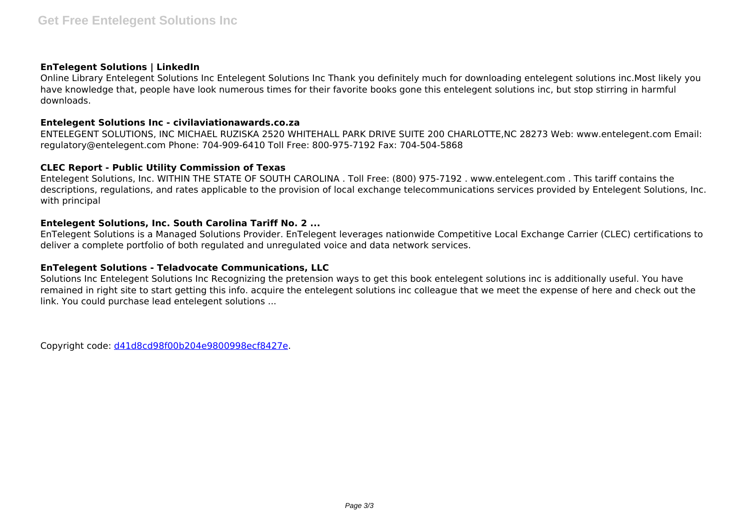### EnTelegent Solutions | LinkedIn

Online Library Entelegent Solutions Inc Entelegent Solutions Inc Thank you definitely much for downloading entelegent solutions inc.Most likely you have knowledge that, people have look numerous times for their favorite books gone this entelegent solutions inc, but stop stirring in harmful downloads.

### Entelegent Solutions Inc - civilaviationawards.co.za

ENTELEGENT SOLUTIONS, INC MICHAEL RUZISKA 2520 WHITEHALL PARK DRIVE SUITE 200 CHARLOTTE,NC 28273 Web: www.entelegent.com Email: regulatory@entelegent.com Phone: 704-909-6410 Toll Free: 800-975-7192 Fax: 704-504-5868

### CLEC Report - Public Utility Commission of Texas

Entelegent Solutions, Inc. WITHIN THE STATE OF SOUTH CAROLINA . Toll Free: (800) 975-7192 . www.entelegent.com . This tariff contains the descriptions, regulations, and rates applicable to the provision of local exchange telecommunications services provided by Entelegent Solutions, Inc. with principal

### Entelegent Solutions, Inc. South Carolina Tariff No. 2 ...

EnTelegent Solutions is a Managed Solutions Provider. EnTelegent leverages nationwide Competitive Local Exchange Carrier (CLEC) certifications to deliver a complete portfolio of both regulated and unregulated voice and data network services.

### EnTelegent Solutions - Teladvocate Communications, LLC

Solutions Inc Entelegent Solutions Inc Recognizing the pretension ways to get this book entelegent solutions inc is additionally useful. You have remained in right site to start getting this info. acquire the entelegent solutions inc colleague that we meet the expense of here and check out the link. You could purchase lead entelegent solutions ...

Copyright code: d41d8cd98f00b204e9800998ecf8427e.